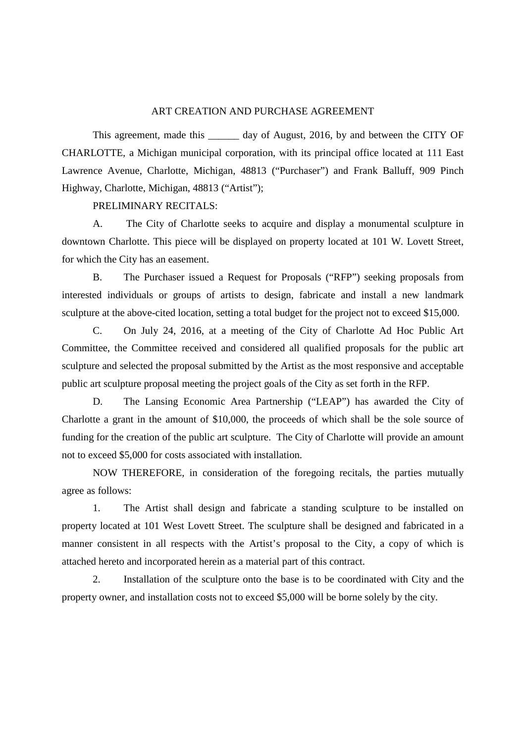# ART CREATION AND PURCHASE AGREEMENT

This agreement, made this ______ day of August, 2016, by and between the CITY OF CHARLOTTE, a Michigan municipal corporation, with its principal office located at 111 East Lawrence Avenue, Charlotte, Michigan, 48813 ("Purchaser") and Frank Balluff, 909 Pinch Highway, Charlotte, Michigan, 48813 ("Artist");

PRELIMINARY RECITALS:

A. The City of Charlotte seeks to acquire and display a monumental sculpture in downtown Charlotte. This piece will be displayed on property located at 101 W. Lovett Street, for which the City has an easement.

B. The Purchaser issued a Request for Proposals ("RFP") seeking proposals from interested individuals or groups of artists to design, fabricate and install a new landmark sculpture at the above-cited location, setting a total budget for the project not to exceed $15,000.

C. On July 24, 2016, at a meeting of the City of Charlotte Ad Hoc Public Art Committee, the Committee received and considered all qualified proposals for the public art sculpture and selected the proposal submitted by the Artist as the most responsive and acceptable public art sculpture proposal meeting the project goals of the City as set forth in the RFP.

D. The Lansing Economic Area Partnership ("LEAP") has awarded the City of Charlotte a grant in the amount of $10,000, the proceeds of which shall be the sole source of funding for the creation of the public art sculpture. The City of Charlotte will provide an amount not to exceed $5,000 for costs associated with installation.

NOW THEREFORE, in consideration of the foregoing recitals, the parties mutually agree as follows:

1. The Artist shall design and fabricate a standing sculpture to be installed on property located at 101 West Lovett Street. The sculpture shall be designed and fabricated in a manner consistent in all respects with the Artist's proposal to the City, a copy of which is attached hereto and incorporated herein as a material part of this contract.

2. Installation of the sculpture onto the base is to be coordinated with City and the property owner, and installation costs not to exceed $5,000 will be borne solely by the city.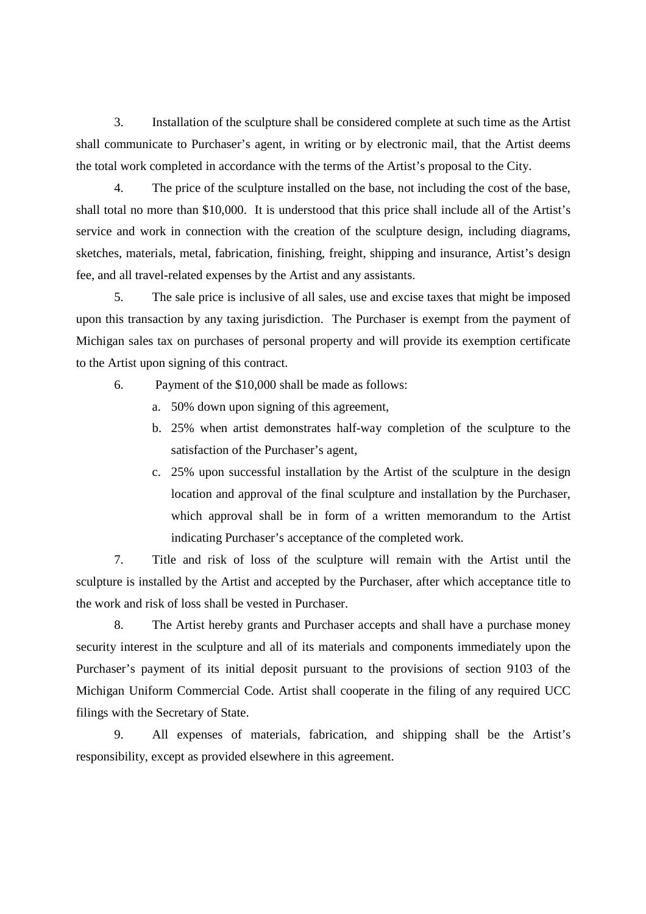3. Installation of the sculpture shall be considered complete at such time as the Artist shall communicate to Purchaser's agent, in writing or by electronic mail, that the Artist deems the total work completed in accordance with the terms of the Artist's proposal to the City.

4. The price of the sculpture installed on the base, not including the cost of the base, shall total no more than $10,000. It is understood that this price shall include all of the Artist's service and work in connection with the creation of the sculpture design, including diagrams, sketches, materials, metal, fabrication, finishing, freight, shipping and insurance, Artist's design fee, and all travel-related expenses by the Artist and any assistants.

5. The sale price is inclusive of all sales, use and excise taxes that might be imposed upon this transaction by any taxing jurisdiction. The Purchaser is exempt from the payment of Michigan sales tax on purchases of personal property and will provide its exemption certificate to the Artist upon signing of this contract.

6. Payment of the $10,000 shall be made as follows:

   a. 50% down upon signing of this agreement,

   b. 25% when artist demonstrates half-way completion of the sculpture to the satisfaction of the Purchaser's agent,

   c. 25% upon successful installation by the Artist of the sculpture in the design location and approval of the final sculpture and installation by the Purchaser, which approval shall be in form of a written memorandum to the Artist indicating Purchaser's acceptance of the completed work.

7. Title and risk of loss of the sculpture will remain with the Artist until the sculpture is installed by the Artist and accepted by the Purchaser, after which acceptance title to the work and risk of loss shall be vested in Purchaser.

8. The Artist hereby grants and Purchaser accepts and shall have a purchase money security interest in the sculpture and all of its materials and components immediately upon the Purchaser's payment of its initial deposit pursuant to the provisions of section 9103 of the Michigan Uniform Commercial Code. Artist shall cooperate in the filing of any required UCC filings with the Secretary of State.

9. All expenses of materials, fabrication, and shipping shall be the Artist's responsibility, except as provided elsewhere in this agreement.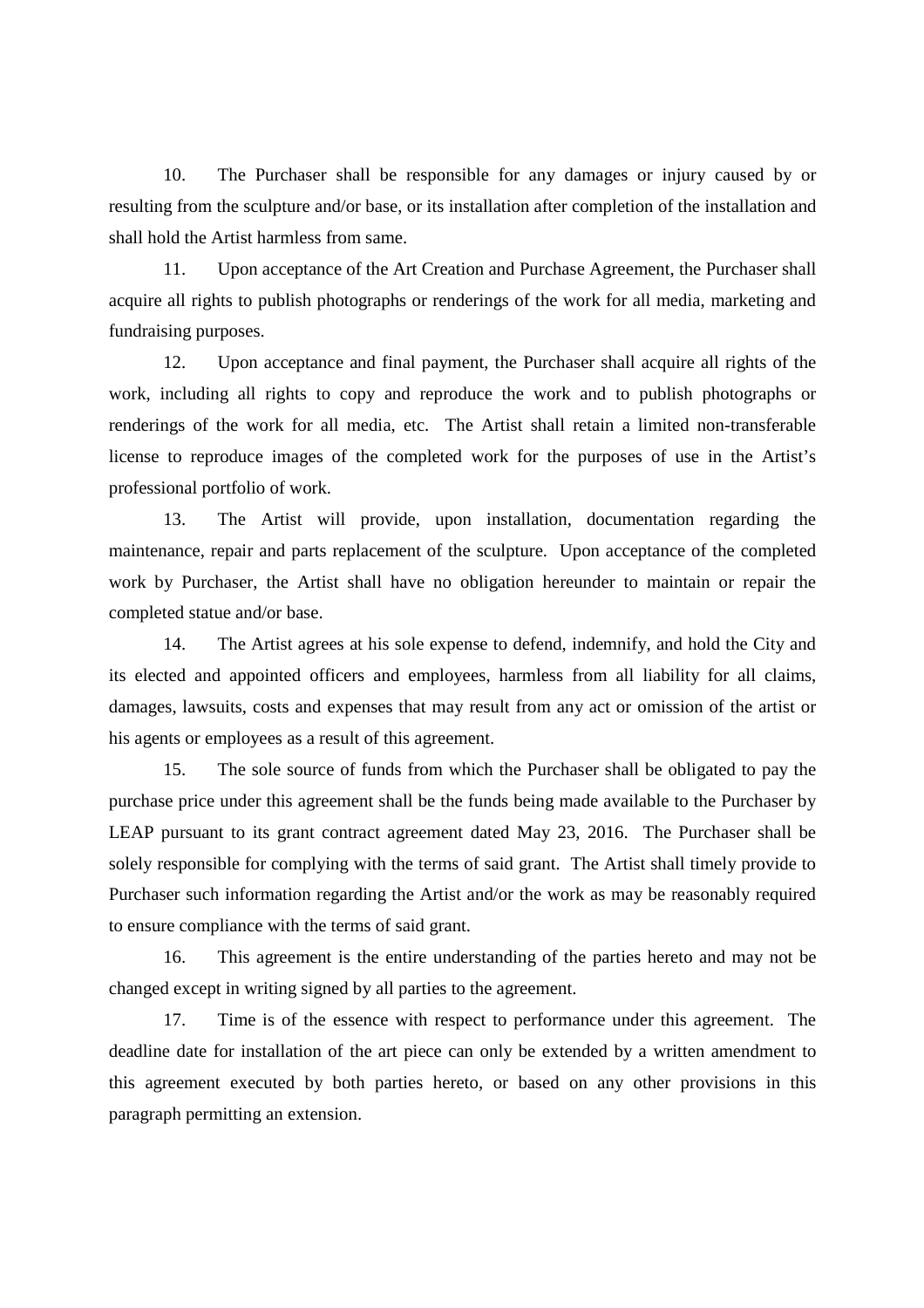10. The Purchaser shall be responsible for any damages or injury caused by or resulting from the sculpture and/or base, or its installation after completion of the installation and shall hold the Artist harmless from same.

11. Upon acceptance of the Art Creation and Purchase Agreement, the Purchaser shall acquire all rights to publish photographs or renderings of the work for all media, marketing and fundraising purposes.

12. Upon acceptance and final payment, the Purchaser shall acquire all rights of the work, including all rights to copy and reproduce the work and to publish photographs or renderings of the work for all media, etc. The Artist shall retain a limited non-transferable license to reproduce images of the completed work for the purposes of use in the Artist's professional portfolio of work.

13. The Artist will provide, upon installation, documentation regarding the maintenance, repair and parts replacement of the sculpture. Upon acceptance of the completed work by Purchaser, the Artist shall have no obligation hereunder to maintain or repair the completed statue and/or base.

14. The Artist agrees at his sole expense to defend, indemnify, and hold the City and its elected and appointed officers and employees, harmless from all liability for all claims, damages, lawsuits, costs and expenses that may result from any act or omission of the artist or his agents or employees as a result of this agreement.

15. The sole source of funds from which the Purchaser shall be obligated to pay the purchase price under this agreement shall be the funds being made available to the Purchaser by LEAP pursuant to its grant contract agreement dated May 23, 2016. The Purchaser shall be solely responsible for complying with the terms of said grant. The Artist shall timely provide to Purchaser such information regarding the Artist and/or the work as may be reasonably required to ensure compliance with the terms of said grant.

16. This agreement is the entire understanding of the parties hereto and may not be changed except in writing signed by all parties to the agreement.

17. Time is of the essence with respect to performance under this agreement. The deadline date for installation of the art piece can only be extended by a written amendment to this agreement executed by both parties hereto, or based on any other provisions in this paragraph permitting an extension.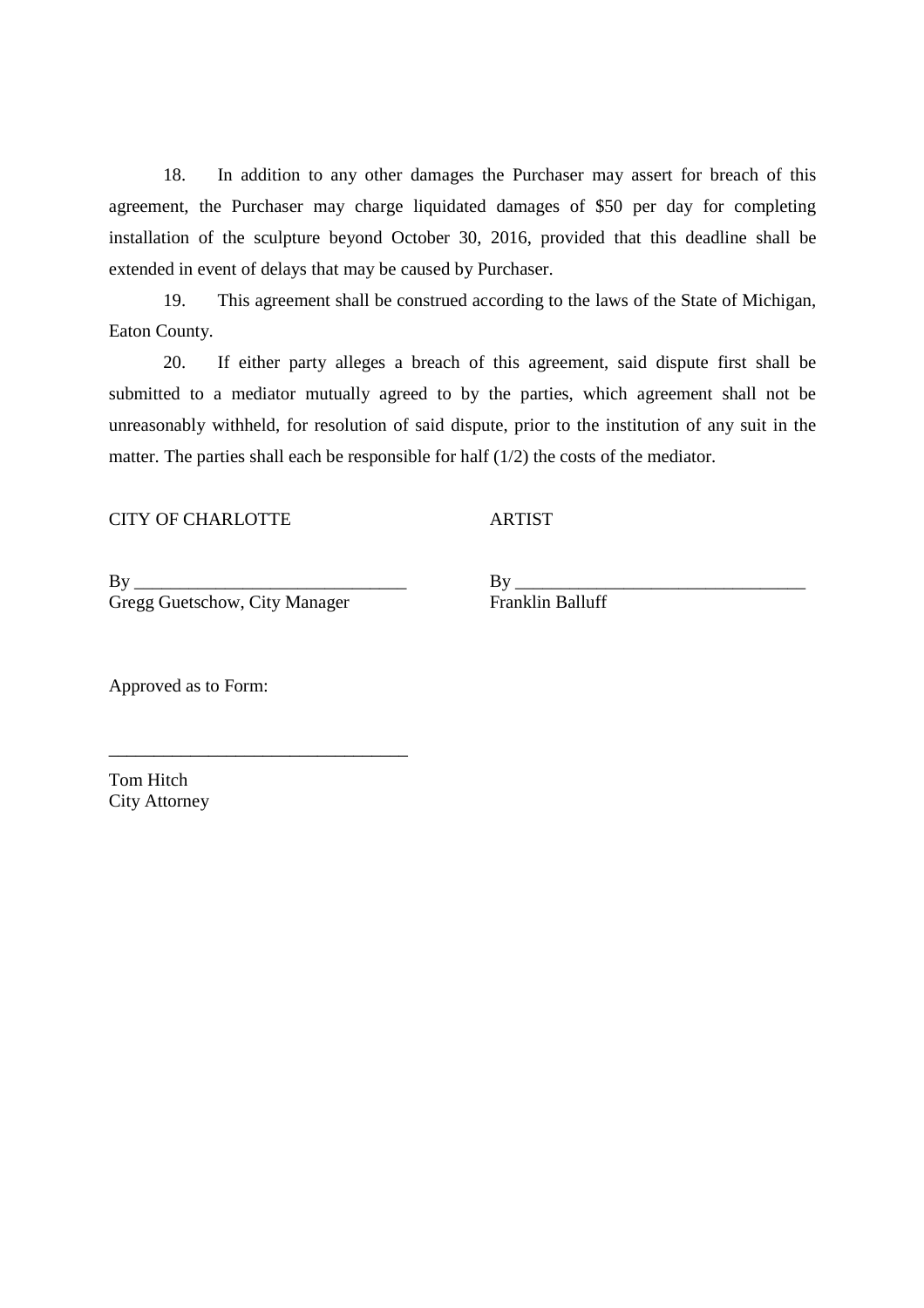18. In addition to any other damages the Purchaser may assert for breach of this agreement, the Purchaser may charge liquidated damages of $50 per day for completing installation of the sculpture beyond October 30, 2016, provided that this deadline shall be extended in event of delays that may be caused by Purchaser.

19. This agreement shall be construed according to the laws of the State of Michigan, Eaton County.

20. If either party alleges a breach of this agreement, said dispute first shall be submitted to a mediator mutually agreed to by the parties, which agreement shall not be unreasonably withheld, for resolution of said dispute, prior to the institution of any suit in the matter. The parties shall each be responsible for half (1/2) the costs of the mediator.

CITY OF CHARLOTTE

By ______________________________
Gregg Guetschow, City Manager

ARTIST

By ________________________________
Franklin Balluff

Approved as to Form:

________________________________
Tom Hitch
City Attorney